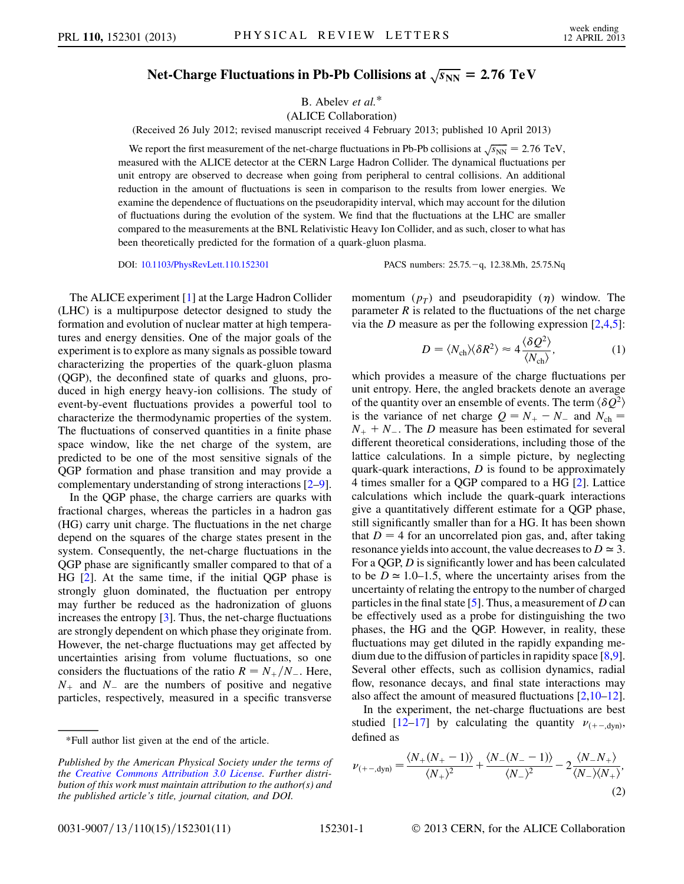# Net-Charge Fluctuations in Pb-Pb Collisions at $\sqrt{s_{NN}} = 2.76$ TeV

B. Abelev *et al.*\*

(ALICE Collaboration)

(Received 26 July 2012; revised manuscript received 4 February 2013; published 10 April 2013)

We report the first measurement of the net-charge fluctuations in Pb-Pb collisions at $\sqrt{s_{NN}} = 2.76$ TeV, measured with the ALICE detector at the CERN Large Hadron Collider. The dynamical fluctuations per unit entropy are observed to decrease when going from peripheral to central collisions. An additional reduction in the amount of fluctuations is seen in comparison to the results from lower energies. We examine the dependence of fluctuations on the pseudorapidity interval, which may account for the dilution of fluctuations during the evolution of the system. We find that the fluctuations at the LHC are smaller compared to the measurements at the BNL Relativistic Heavy Ion Collider, and as such, closer to what has been theoretically predicted for the formation of a quark-gluon plasma.

DOI: 10.1103/PhysRevLett.110.152301    PACS numbers: 25.75.−q, 12.38.Mh, 25.75.Nq

The ALICE experiment [1] at the Large Hadron Collider (LHC) is a multipurpose detector designed to study the formation and evolution of nuclear matter at high temperatures and energy densities. One of the major goals of the experiment is to explore as many signals as possible toward characterizing the properties of the quark-gluon plasma (QGP), the deconfined state of quarks and gluons, produced in high energy heavy-ion collisions. The study of event-by-event fluctuations provides a powerful tool to characterize the thermodynamic properties of the system. The fluctuations of conserved quantities in a finite phase space window, like the net charge of the system, are predicted to be one of the most sensitive signals of the QGP formation and phase transition and may provide a complementary understanding of strong interactions [2–9].

In the QGP phase, the charge carriers are quarks with fractional charges, whereas the particles in a hadron gas (HG) carry unit charge. The fluctuations in the net charge depend on the squares of the charge states present in the system. Consequently, the net-charge fluctuations in the QGP phase are significantly smaller compared to that of a HG [2]. At the same time, if the initial QGP phase is strongly gluon dominated, the fluctuation per entropy may further be reduced as the hadronization of gluons increases the entropy [3]. Thus, the net-charge fluctuations are strongly dependent on which phase they originate from. However, the net-charge fluctuations may get affected by uncertainties arising from volume fluctuations, so one considers the fluctuations of the ratio $R = N_+/N_-$. Here, $N_+$ and $N_-$ are the numbers of positive and negative particles, respectively, measured in a specific transverse momentum ($p_T$) and pseudorapidity ($\eta$) window. The parameter $R$ is related to the fluctuations of the net charge via the $D$ measure as per the following expression [2,4,5]:

$$D = \langle N_{ch} \rangle \langle \delta R^2 \rangle \approx 4 \frac{\langle \delta Q^2 \rangle}{\langle N_{ch} \rangle}, \tag{1}$$

which provides a measure of the charge fluctuations per unit entropy. Here, the angled brackets denote an average of the quantity over an ensemble of events. The term $\langle \delta Q^2 \rangle$ is the variance of net charge $Q = N_+ - N_-$ and $N_{ch} = N_+ + N_-$. The $D$ measure has been estimated for several different theoretical considerations, including those of the lattice calculations. In a simple picture, by neglecting quark-quark interactions, $D$ is found to be approximately 4 times smaller for a QGP compared to a HG [2]. Lattice calculations which include the quark-quark interactions give a quantitatively different estimate for a QGP phase, still significantly smaller than for a HG. It has been shown that $D = 4$ for an uncorrelated pion gas, and, after taking resonance yields into account, the value decreases to $D \simeq 3$. For a QGP, $D$ is significantly lower and has been calculated to be $D \simeq 1.0$–$1.5$, where the uncertainty arises from the uncertainty of relating the entropy to the number of charged particles in the final state [5]. Thus, a measurement of $D$ can be effectively used as a probe for distinguishing the two phases, the HG and the QGP. However, in reality, these fluctuations may get diluted in the rapidly expanding medium due to the diffusion of particles in rapidity space [8,9]. Several other effects, such as collision dynamics, radial flow, resonance decays, and final state interactions may also affect the amount of measured fluctuations [2,10–12].

In the experiment, the net-charge fluctuations are best studied [12–17] by calculating the quantity $\nu_{(+-,\mathrm{dyn})}$, defined as

$$\nu_{(+-,\mathrm{dyn})} = \frac{\langle N_+(N_+ - 1)\rangle}{\langle N_+\rangle^2} + \frac{\langle N_-(N_- - 1)\rangle}{\langle N_-\rangle^2} - 2\frac{\langle N_- N_+\rangle}{\langle N_-\rangle\langle N_+\rangle}, \tag{2}$$

---

\*Full author list given at the end of the article.

*Published by the American Physical Society under the terms of the Creative Commons Attribution 3.0 License. Further distribution of this work must maintain attribution to the author(s) and the published article's title, journal citation, and DOI.*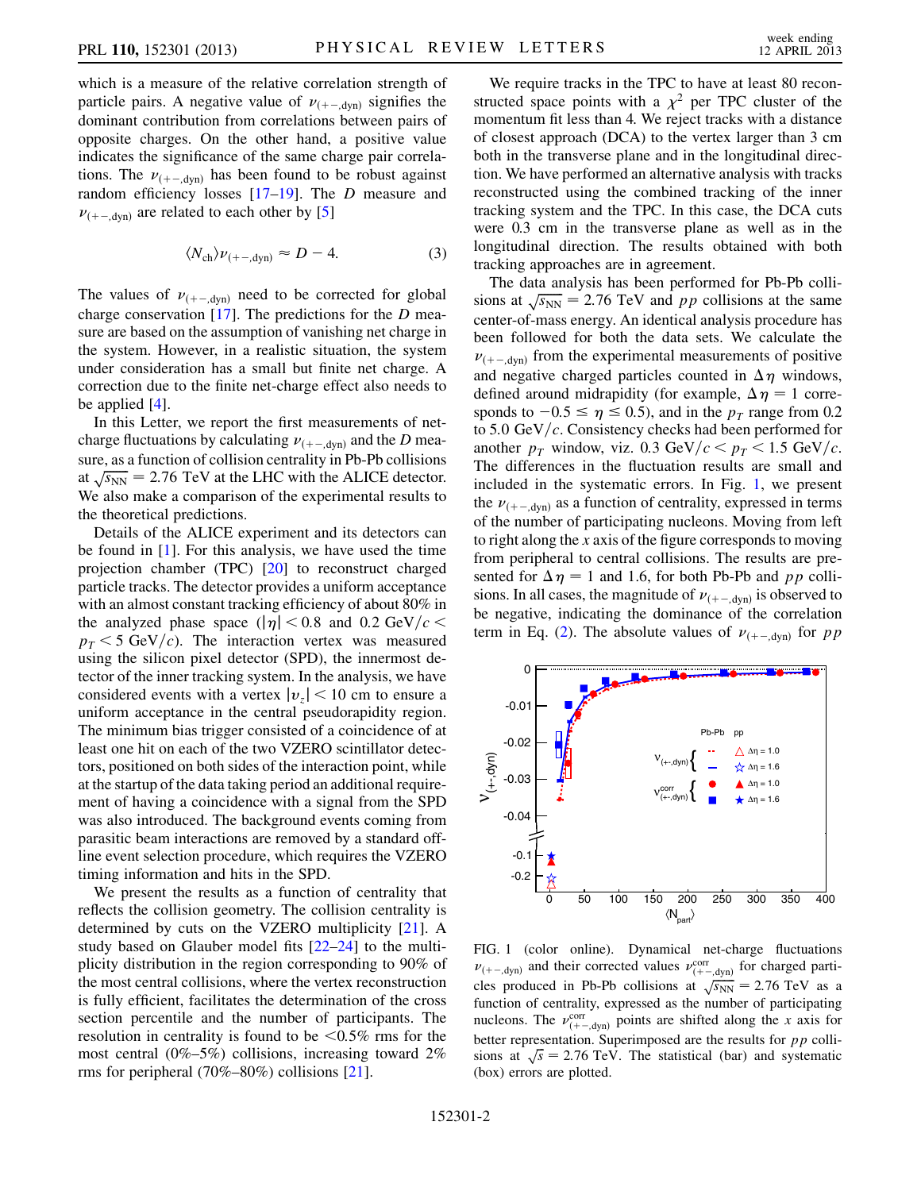which is a measure of the relative correlation strength of particle pairs. A negative value of $\nu_{(+-,\mathrm{dyn})}$ signifies the dominant contribution from correlations between pairs of opposite charges. On the other hand, a positive value indicates the significance of the same charge pair correlations. The $\nu_{(+-,\mathrm{dyn})}$ has been found to be robust against random efficiency losses [17–19]. The $D$ measure and $\nu_{(+-,\mathrm{dyn})}$ are related to each other by [5]

$$\langle N_{\mathrm{ch}} \rangle \nu_{(+-,\mathrm{dyn})} \approx D - 4. \tag{3}$$

The values of $\nu_{(+-,\mathrm{dyn})}$ need to be corrected for global charge conservation [17]. The predictions for the $D$ measure are based on the assumption of vanishing net charge in the system. However, in a realistic situation, the system under consideration has a small but finite net charge. A correction due to the finite net-charge effect also needs to be applied [4].

In this Letter, we report the first measurements of net-charge fluctuations by calculating $\nu_{(+-,\mathrm{dyn})}$ and the $D$ measure, as a function of collision centrality in Pb-Pb collisions at $\sqrt{s_{\mathrm{NN}}} = 2.76$ TeV at the LHC with the ALICE detector. We also make a comparison of the experimental results to the theoretical predictions.

Details of the ALICE experiment and its detectors can be found in [1]. For this analysis, we have used the time projection chamber (TPC) [20] to reconstruct charged particle tracks. The detector provides a uniform acceptance with an almost constant tracking efficiency of about 80% in the analyzed phase space ($|\eta| < 0.8$ and $0.2\ \mathrm{GeV}/c < p_T < 5\ \mathrm{GeV}/c$). The interaction vertex was measured using the silicon pixel detector (SPD), the innermost detector of the inner tracking system. In the analysis, we have considered events with a vertex $|v_z| < 10$ cm to ensure a uniform acceptance in the central pseudorapidity region. The minimum bias trigger consisted of a coincidence of at least one hit on each of the two VZERO scintillator detectors, positioned on both sides of the interaction point, while at the startup of the data taking period an additional requirement of having a coincidence with a signal from the SPD was also introduced. The background events coming from parasitic beam interactions are removed by a standard offline event selection procedure, which requires the VZERO timing information and hits in the SPD.

We present the results as a function of centrality that reflects the collision geometry. The collision centrality is determined by cuts on the VZERO multiplicity [21]. A study based on Glauber model fits [22–24] to the multiplicity distribution in the region corresponding to 90% of the most central collisions, where the vertex reconstruction is fully efficient, facilitates the determination of the cross section percentile and the number of participants. The resolution in centrality is found to be <0.5% rms for the most central (0%–5%) collisions, increasing toward 2% rms for peripheral (70%–80%) collisions [21].

We require tracks in the TPC to have at least 80 reconstructed space points with a $\chi^2$ per TPC cluster of the momentum fit less than 4. We reject tracks with a distance of closest approach (DCA) to the vertex larger than 3 cm both in the transverse plane and in the longitudinal direction. We have performed an alternative analysis with tracks reconstructed using the combined tracking of the inner tracking system and the TPC. In this case, the DCA cuts were 0.3 cm in the transverse plane as well as in the longitudinal direction. The results obtained with both tracking approaches are in agreement.

The data analysis has been performed for Pb-Pb collisions at $\sqrt{s_{\mathrm{NN}}} = 2.76$ TeV and $pp$ collisions at the same center-of-mass energy. An identical analysis procedure has been followed for both the data sets. We calculate the $\nu_{(+-,\mathrm{dyn})}$ from the experimental measurements of positive and negative charged particles counted in $\Delta\eta$ windows, defined around midrapidity (for example, $\Delta\eta = 1$ corresponds to $-0.5 \leq \eta \leq 0.5$), and in the $p_T$ range from 0.2 to 5.0 GeV/$c$. Consistency checks had been performed for another $p_T$ window, viz. $0.3\ \mathrm{GeV}/c < p_T < 1.5\ \mathrm{GeV}/c$. The differences in the fluctuation results are small and included in the systematic errors. In Fig. 1, we present the $\nu_{(+-,\mathrm{dyn})}$ as a function of centrality, expressed in terms of the number of participating nucleons. Moving from left to right along the $x$ axis of the figure corresponds to moving from peripheral to central collisions. The results are presented for $\Delta\eta = 1$ and 1.6, for both Pb-Pb and $pp$ collisions. In all cases, the magnitude of $\nu_{(+-,\mathrm{dyn})}$ is observed to be negative, indicating the dominance of the correlation term in Eq. (2). The absolute values of $\nu_{(+-,\mathrm{dyn})}$ for $pp$

FIG. 1 (color online). Dynamical net-charge fluctuations $\nu_{(+-,\mathrm{dyn})}$ and their corrected values $\nu^{\mathrm{corr}}_{(+-,\mathrm{dyn})}$ for charged particles produced in Pb-Pb collisions at $\sqrt{s_{\mathrm{NN}}} = 2.76$ TeV as a function of centrality, expressed as the number of participating nucleons. The $\nu^{\mathrm{corr}}_{(+-,\mathrm{dyn})}$ points are shifted along the $x$ axis for better representation. Superimposed are the results for $pp$ collisions at $\sqrt{s} = 2.76$ TeV. The statistical (bar) and systematic (box) errors are plotted.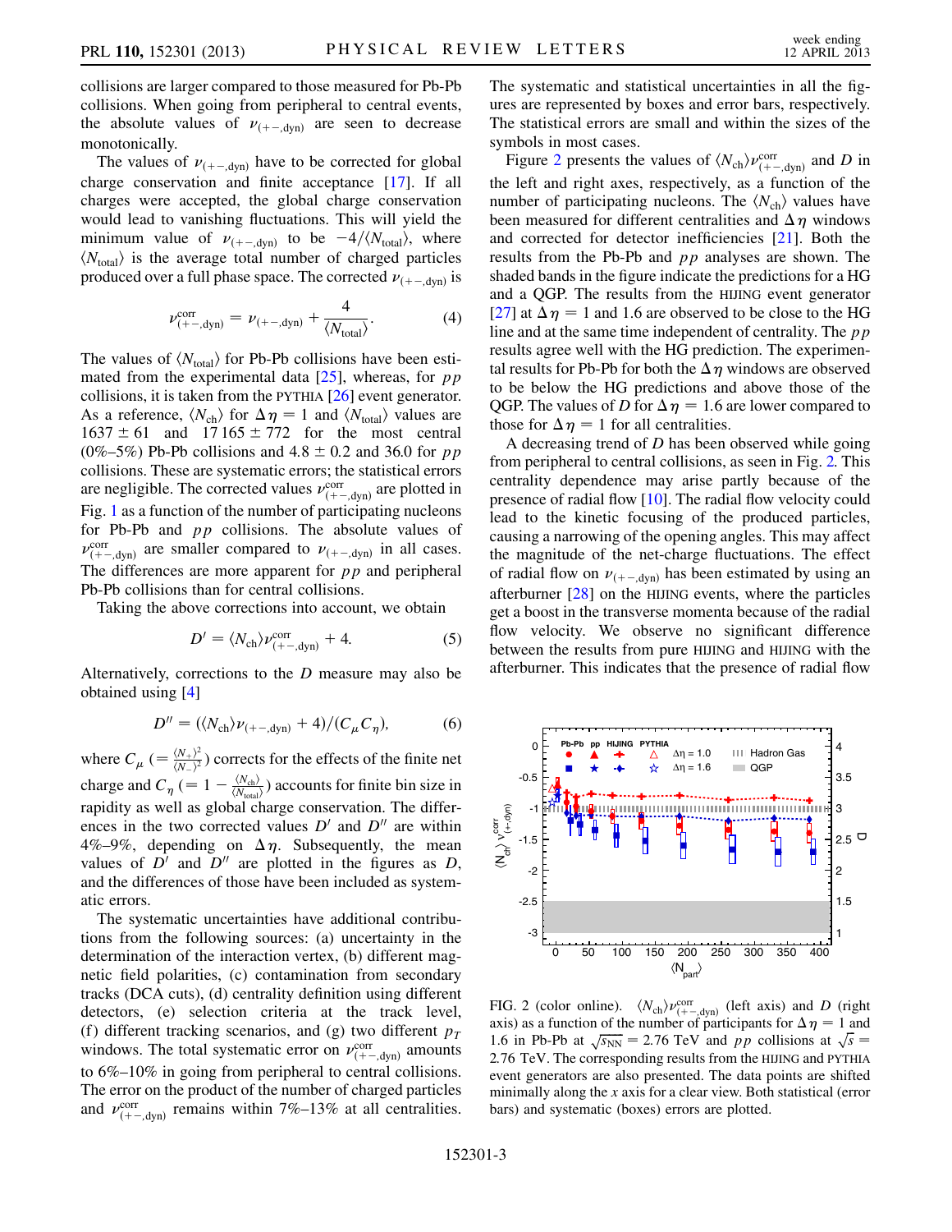collisions are larger compared to those measured for Pb-Pb collisions. When going from peripheral to central events, the absolute values of $\nu_{(+-,\mathrm{dyn})}$ are seen to decrease monotonically.

The values of $\nu_{(+-,\mathrm{dyn})}$ have to be corrected for global charge conservation and finite acceptance [17]. If all charges were accepted, the global charge conservation would lead to vanishing fluctuations. This will yield the minimum value of $\nu_{(+-,\mathrm{dyn})}$ to be $-4/\langle N_{\mathrm{total}}\rangle$, where $\langle N_{\mathrm{total}}\rangle$ is the average total number of charged particles produced over a full phase space. The corrected $\nu_{(+-,\mathrm{dyn})}$ is

$$\nu^{\mathrm{corr}}_{(+-,\mathrm{dyn})} = \nu_{(+-,\mathrm{dyn})} + \frac{4}{\langle N_{\mathrm{total}}\rangle}. \quad (4)$$

The values of $\langle N_{\mathrm{total}}\rangle$ for Pb-Pb collisions have been estimated from the experimental data [25], whereas, for $pp$ collisions, it is taken from the PYTHIA [26] event generator. As a reference, $\langle N_{\mathrm{ch}}\rangle$ for $\Delta\eta = 1$ and $\langle N_{\mathrm{total}}\rangle$ values are $1637 \pm 61$ and $17\,165 \pm 772$ for the most central (0%–5%) Pb-Pb collisions and $4.8 \pm 0.2$ and 36.0 for $pp$ collisions. These are systematic errors; the statistical errors are negligible. The corrected values $\nu^{\mathrm{corr}}_{(+-,\mathrm{dyn})}$ are plotted in Fig. 1 as a function of the number of participating nucleons for Pb-Pb and $pp$ collisions. The absolute values of $\nu^{\mathrm{corr}}_{(+-,\mathrm{dyn})}$ are smaller compared to $\nu_{(+-,\mathrm{dyn})}$ in all cases. The differences are more apparent for $pp$ and peripheral Pb-Pb collisions than for central collisions.

Taking the above corrections into account, we obtain

$$D' = \langle N_{\mathrm{ch}}\rangle \nu^{\mathrm{corr}}_{(+-,\mathrm{dyn})} + 4. \quad (5)$$

Alternatively, corrections to the $D$ measure may also be obtained using [4]

$$D'' = (\langle N_{\mathrm{ch}}\rangle \nu_{(+-,\mathrm{dyn})} + 4)/(C_\mu C_\eta), \quad (6)$$

where $C_\mu$ $(= \frac{\langle N_+\rangle^2}{\langle N_-\rangle^2})$ corrects for the effects of the finite net charge and $C_\eta$ $(= 1 - \frac{\langle N_{\mathrm{ch}}\rangle}{\langle N_{\mathrm{total}}\rangle})$ accounts for finite bin size in rapidity as well as global charge conservation. The differences in the two corrected values $D'$ and $D''$ are within 4%–9%, depending on $\Delta\eta$. Subsequently, the mean values of $D'$ and $D''$ are plotted in the figures as $D$, and the differences of those have been included as systematic errors.

The systematic uncertainties have additional contributions from the following sources: (a) uncertainty in the determination of the interaction vertex, (b) different magnetic field polarities, (c) contamination from secondary tracks (DCA cuts), (d) centrality definition using different detectors, (e) selection criteria at the track level, (f) different tracking scenarios, and (g) two different $p_T$ windows. The total systematic error on $\nu^{\mathrm{corr}}_{(+-,\mathrm{dyn})}$ amounts to 6%–10% in going from peripheral to central collisions. The error on the product of the number of charged particles and $\nu^{\mathrm{corr}}_{(+-,\mathrm{dyn})}$ remains within 7%–13% at all centralities. The systematic and statistical uncertainties in all the figures are represented by boxes and error bars, respectively. The statistical errors are small and within the sizes of the symbols in most cases.

Figure 2 presents the values of $\langle N_{\mathrm{ch}}\rangle \nu^{\mathrm{corr}}_{(+-,\mathrm{dyn})}$ and $D$ in the left and right axes, respectively, as a function of the number of participating nucleons. The $\langle N_{\mathrm{ch}}\rangle$ values have been measured for different centralities and $\Delta\eta$ windows and corrected for detector inefficiencies [21]. Both the results from the Pb-Pb and $pp$ analyses are shown. The shaded bands in the figure indicate the predictions for a HG and a QGP. The results from the HIJING event generator [27] at $\Delta\eta = 1$ and 1.6 are observed to be close to the HG line and at the same time independent of centrality. The $pp$ results agree well with the HG prediction. The experimental results for Pb-Pb for both the $\Delta\eta$ windows are observed to be below the HG predictions and above those of the QGP. The values of $D$ for $\Delta\eta = 1.6$ are lower compared to those for $\Delta\eta = 1$ for all centralities.

A decreasing trend of $D$ has been observed while going from peripheral to central collisions, as seen in Fig. 2. This centrality dependence may arise partly because of the presence of radial flow [10]. The radial flow velocity could lead to the kinetic focusing of the produced particles, causing a narrowing of the opening angles. This may affect the magnitude of the net-charge fluctuations. The effect of radial flow on $\nu_{(+-,\mathrm{dyn})}$ has been estimated by using an afterburner [28] on the HIJING events, where the particles get a boost in the transverse momenta because of the radial flow velocity. We observe no significant difference between the results from pure HIJING and HIJING with the afterburner. This indicates that the presence of radial flow

FIG. 2 (color online). $\langle N_{\mathrm{ch}}\rangle \nu^{\mathrm{corr}}_{(+-,\mathrm{dyn})}$ (left axis) and $D$ (right axis) as a function of the number of participants for $\Delta\eta = 1$ and 1.6 in Pb-Pb at $\sqrt{s_{\mathrm{NN}}} = 2.76$ TeV and $pp$ collisions at $\sqrt{s} = 2.76$ TeV. The corresponding results from the HIJING and PYTHIA event generators are also presented. The data points are shifted minimally along the $x$ axis for a clear view. Both statistical (error bars) and systematic (boxes) errors are plotted.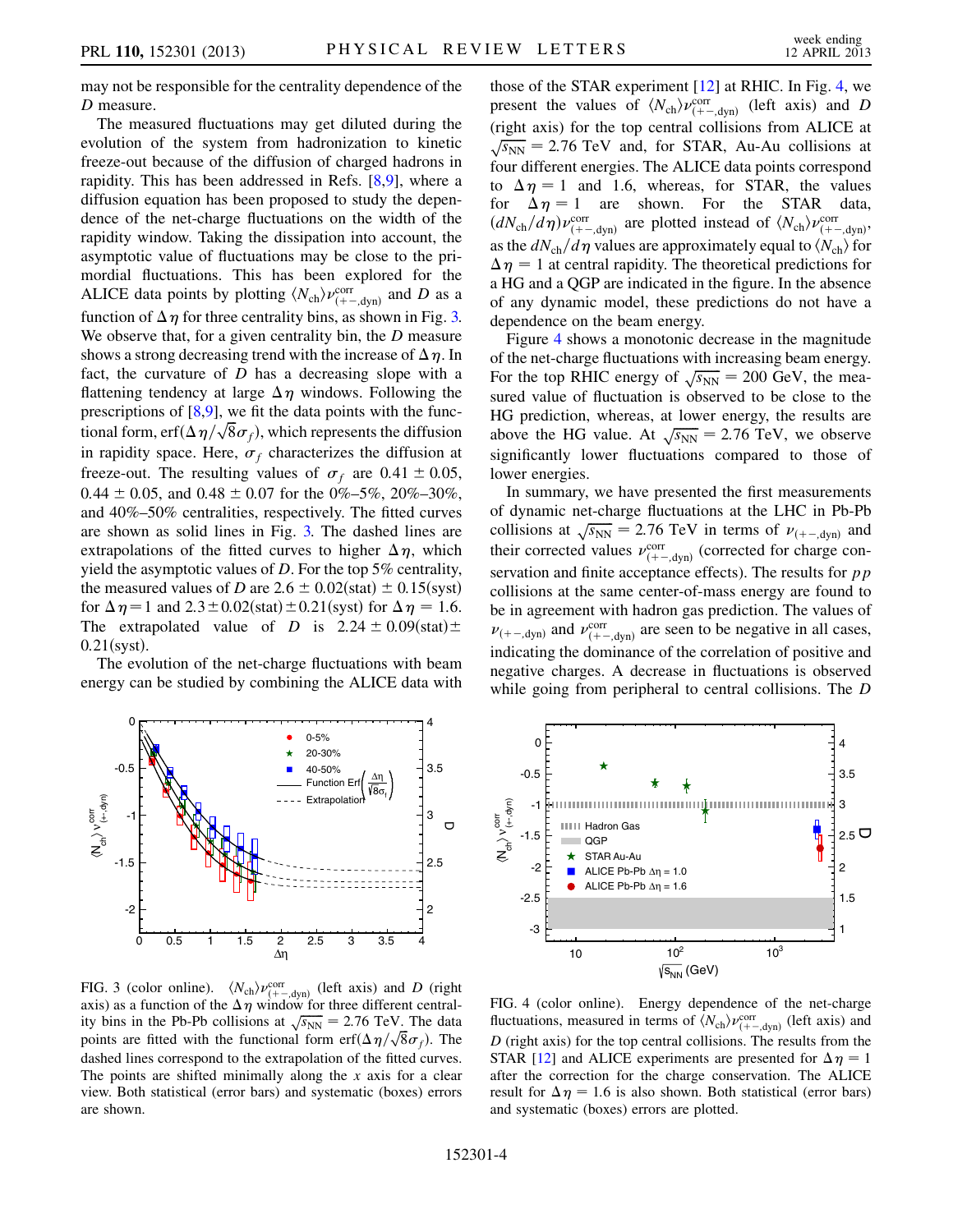may not be responsible for the centrality dependence of the $D$ measure.

The measured fluctuations may get diluted during the evolution of the system from hadronization to kinetic freeze-out because of the diffusion of charged hadrons in rapidity. This has been addressed in Refs. [8,9], where a diffusion equation has been proposed to study the dependence of the net-charge fluctuations on the width of the rapidity window. Taking the dissipation into account, the asymptotic value of fluctuations may be close to the primordial fluctuations. This has been explored for the ALICE data points by plotting $\langle N_{ch}\rangle \nu^{corr}_{(+-,dyn)}$ and $D$ as a function of $\Delta\eta$ for three centrality bins, as shown in Fig. 3. We observe that, for a given centrality bin, the $D$ measure shows a strong decreasing trend with the increase of $\Delta\eta$. In fact, the curvature of $D$ has a decreasing slope with a flattening tendency at large $\Delta\eta$ windows. Following the prescriptions of [8,9], we fit the data points with the functional form, $\mathrm{erf}(\Delta\eta/\sqrt{8}\sigma_f)$, which represents the diffusion in rapidity space. Here, $\sigma_f$ characterizes the diffusion at freeze-out. The resulting values of $\sigma_f$ are $0.41 \pm 0.05$, $0.44 \pm 0.05$, and $0.48 \pm 0.07$ for the 0%–5%, 20%–30%, and 40%–50% centralities, respectively. The fitted curves are shown as solid lines in Fig. 3. The dashed lines are extrapolations of the fitted curves to higher $\Delta\eta$, which yield the asymptotic values of $D$. For the top 5% centrality, the measured values of $D$ are $2.6 \pm 0.02(\mathrm{stat}) \pm 0.15(\mathrm{syst})$ for $\Delta\eta = 1$ and $2.3 \pm 0.02(\mathrm{stat}) \pm 0.21(\mathrm{syst})$ for $\Delta\eta = 1.6$. The extrapolated value of $D$ is $2.24 \pm 0.09(\mathrm{stat}) \pm 0.21(\mathrm{syst})$.

The evolution of the net-charge fluctuations with beam energy can be studied by combining the ALICE data with those of the STAR experiment [12] at RHIC. In Fig. 4, we present the values of $\langle N_{ch}\rangle \nu^{corr}_{(+-,dyn)}$ (left axis) and $D$ (right axis) for the top central collisions from ALICE at $\sqrt{s_{NN}} = 2.76$ TeV and, for STAR, Au-Au collisions at four different energies. The ALICE data points correspond to $\Delta\eta = 1$ and 1.6, whereas, for STAR, the values for $\Delta\eta = 1$ are shown. For the STAR data, $(dN_{ch}/d\eta)\nu^{corr}_{(+-,dyn)}$ are plotted instead of $\langle N_{ch}\rangle \nu^{corr}_{(+-,dyn)}$, as the $dN_{ch}/d\eta$ values are approximately equal to $\langle N_{ch}\rangle$ for $\Delta\eta = 1$ at central rapidity. The theoretical predictions for a HG and a QGP are indicated in the figure. In the absence of any dynamic model, these predictions do not have a dependence on the beam energy.

Figure 4 shows a monotonic decrease in the magnitude of the net-charge fluctuations with increasing beam energy. For the top RHIC energy of $\sqrt{s_{NN}} = 200$ GeV, the measured value of fluctuation is observed to be close to the HG prediction, whereas, at lower energy, the results are above the HG value. At $\sqrt{s_{NN}} = 2.76$ TeV, we observe significantly lower fluctuations compared to those of lower energies.

In summary, we have presented the first measurements of dynamic net-charge fluctuations at the LHC in Pb-Pb collisions at $\sqrt{s_{NN}} = 2.76$ TeV in terms of $\nu_{(+-,dyn)}$ and their corrected values $\nu^{corr}_{(+-,dyn)}$ (corrected for charge conservation and finite acceptance effects). The results for $pp$ collisions at the same center-of-mass energy are found to be in agreement with hadron gas prediction. The values of $\nu_{(+-,dyn)}$ and $\nu^{corr}_{(+-,dyn)}$ are seen to be negative in all cases, indicating the dominance of the correlation of positive and negative charges. A decrease in fluctuations is observed while going from peripheral to central collisions. The $D$

FIG. 3 (color online). $\langle N_{ch}\rangle \nu^{corr}_{(+-,dyn)}$ (left axis) and $D$ (right axis) as a function of the $\Delta\eta$ window for three different centrality bins in the Pb-Pb collisions at $\sqrt{s_{NN}} = 2.76$ TeV. The data points are fitted with the functional form $\mathrm{erf}(\Delta\eta/\sqrt{8}\sigma_f)$. The dashed lines correspond to the extrapolation of the fitted curves. The points are shifted minimally along the $x$ axis for a clear view. Both statistical (error bars) and systematic (boxes) errors are shown.

FIG. 4 (color online). Energy dependence of the net-charge fluctuations, measured in terms of $\langle N_{ch}\rangle \nu^{corr}_{(+-,dyn)}$ (left axis) and $D$ (right axis) for the top central collisions. The results from the STAR [12] and ALICE experiments are presented for $\Delta\eta = 1$ after the correction for the charge conservation. The ALICE result for $\Delta\eta = 1.6$ is also shown. Both statistical (error bars) and systematic (boxes) errors are plotted.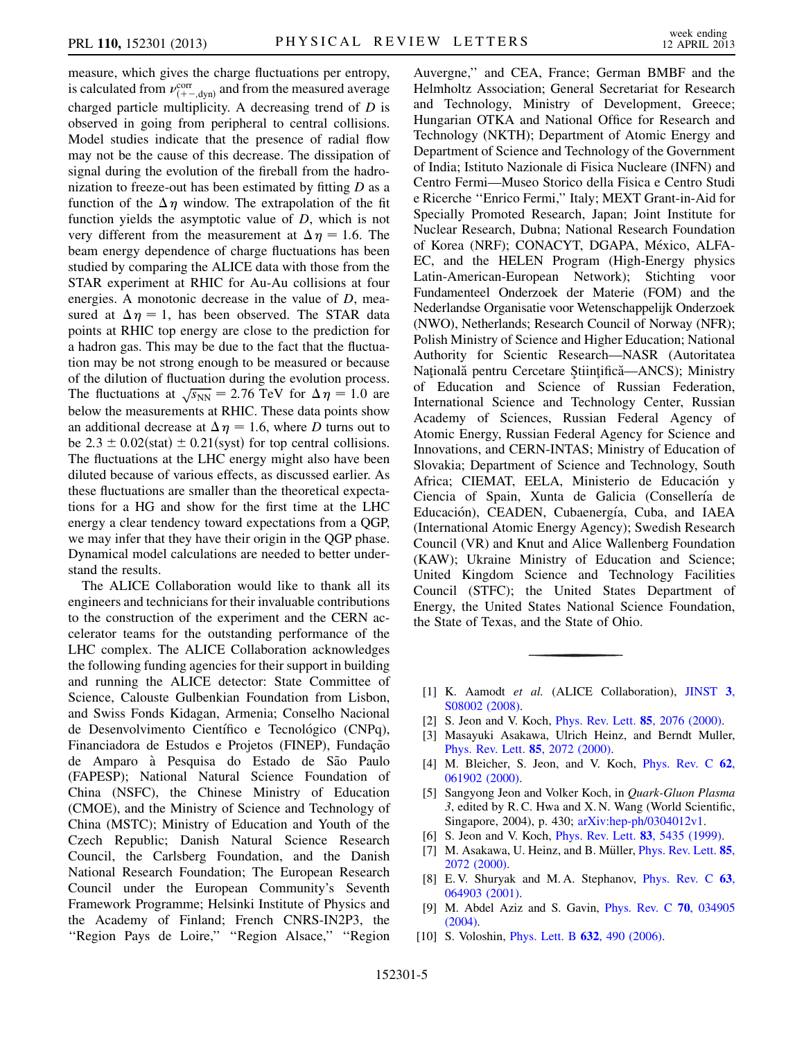measure, which gives the charge fluctuations per entropy, is calculated from $\nu^{\rm corr}_{(+-,{\rm dyn})}$ and from the measured average charged particle multiplicity. A decreasing trend of $D$ is observed in going from peripheral to central collisions. Model studies indicate that the presence of radial flow may not be the cause of this decrease. The dissipation of signal during the evolution of the fireball from the hadronization to freeze-out has been estimated by fitting $D$ as a function of the $\Delta\eta$ window. The extrapolation of the fit function yields the asymptotic value of $D$, which is not very different from the measurement at $\Delta\eta = 1.6$. The beam energy dependence of charge fluctuations has been studied by comparing the ALICE data with those from the STAR experiment at RHIC for Au-Au collisions at four energies. A monotonic decrease in the value of $D$, measured at $\Delta\eta = 1$, has been observed. The STAR data points at RHIC top energy are close to the prediction for a hadron gas. This may be due to the fact that the fluctuation may be not strong enough to be measured or because of the dilution of fluctuation during the evolution process. The fluctuations at $\sqrt{s_{\rm NN}} = 2.76$ TeV for $\Delta\eta = 1.0$ are below the measurements at RHIC. These data points show an additional decrease at $\Delta\eta = 1.6$, where $D$ turns out to be $2.3 \pm 0.02({\rm stat}) \pm 0.21({\rm syst})$ for top central collisions. The fluctuations at the LHC energy might also have been diluted because of various effects, as discussed earlier. As these fluctuations are smaller than the theoretical expectations for a HG and show for the first time at the LHC energy a clear tendency toward expectations from a QGP, we may infer that they have their origin in the QGP phase. Dynamical model calculations are needed to better understand the results.

The ALICE Collaboration would like to thank all its engineers and technicians for their invaluable contributions to the construction of the experiment and the CERN accelerator teams for the outstanding performance of the LHC complex. The ALICE Collaboration acknowledges the following funding agencies for their support in building and running the ALICE detector: State Committee of Science, Calouste Gulbenkian Foundation from Lisbon, and Swiss Fonds Kidagan, Armenia; Conselho Nacional de Desenvolvimento Científico e Tecnológico (CNPq), Financiadora de Estudos e Projetos (FINEP), Fundação de Amparo à Pesquisa do Estado de São Paulo (FAPESP); National Natural Science Foundation of China (NSFC), the Chinese Ministry of Education (CMOE), and the Ministry of Science and Technology of China (MSTC); Ministry of Education and Youth of the Czech Republic; Danish Natural Science Research Council, the Carlsberg Foundation, and the Danish National Research Foundation; The European Research Council under the European Community's Seventh Framework Programme; Helsinki Institute of Physics and the Academy of Finland; French CNRS-IN2P3, the "Region Pays de Loire," "Region Alsace," "Region Auvergne," and CEA, France; German BMBF and the Helmholtz Association; General Secretariat for Research and Technology, Ministry of Development, Greece; Hungarian OTKA and National Office for Research and Technology (NKTH); Department of Atomic Energy and Department of Science and Technology of the Government of India; Istituto Nazionale di Fisica Nucleare (INFN) and Centro Fermi—Museo Storico della Fisica e Centro Studi e Ricerche "Enrico Fermi," Italy; MEXT Grant-in-Aid for Specially Promoted Research, Japan; Joint Institute for Nuclear Research, Dubna; National Research Foundation of Korea (NRF); CONACYT, DGAPA, México, ALFA-EC, and the HELEN Program (High-Energy physics Latin-American-European Network); Stichting voor Fundamenteel Onderzoek der Materie (FOM) and the Nederlandse Organisatie voor Wetenschappelijk Onderzoek (NWO), Netherlands; Research Council of Norway (NFR); Polish Ministry of Science and Higher Education; National Authority for Scientic Research—NASR (Autoritatea Naţională pentru Cercetare Ştiinţifică—ANCS); Ministry of Education and Science of Russian Federation, International Science and Technology Center, Russian Academy of Sciences, Russian Federal Agency of Atomic Energy, Russian Federal Agency for Science and Innovations, and CERN-INTAS; Ministry of Education of Slovakia; Department of Science and Technology, South Africa; CIEMAT, EELA, Ministerio de Educación y Ciencia of Spain, Xunta de Galicia (Consellería de Educación), CEADEN, Cubaenergía, Cuba, and IAEA (International Atomic Energy Agency); Swedish Research Council (VR) and Knut and Alice Wallenberg Foundation (KAW); Ukraine Ministry of Education and Science; United Kingdom Science and Technology Facilities Council (STFC); the United States Department of Energy, the United States National Science Foundation, the State of Texas, and the State of Ohio.

---

[1] K. Aamodt *et al.* (ALICE Collaboration), JINST **3**, S08002 (2008).

[2] S. Jeon and V. Koch, Phys. Rev. Lett. **85**, 2076 (2000).

[3] Masayuki Asakawa, Ulrich Heinz, and Berndt Muller, Phys. Rev. Lett. **85**, 2072 (2000).

[4] M. Bleicher, S. Jeon, and V. Koch, Phys. Rev. C **62**, 061902 (2000).

[5] Sangyong Jeon and Volker Koch, in *Quark-Gluon Plasma 3*, edited by R. C. Hwa and X. N. Wang (World Scientific, Singapore, 2004), p. 430; arXiv:hep-ph/0304012v1.

[6] S. Jeon and V. Koch, Phys. Rev. Lett. **83**, 5435 (1999).

[7] M. Asakawa, U. Heinz, and B. Müller, Phys. Rev. Lett. **85**, 2072 (2000).

[8] E. V. Shuryak and M. A. Stephanov, Phys. Rev. C **63**, 064903 (2001).

[9] M. Abdel Aziz and S. Gavin, Phys. Rev. C **70**, 034905 (2004).

[10] S. Voloshin, Phys. Lett. B **632**, 490 (2006).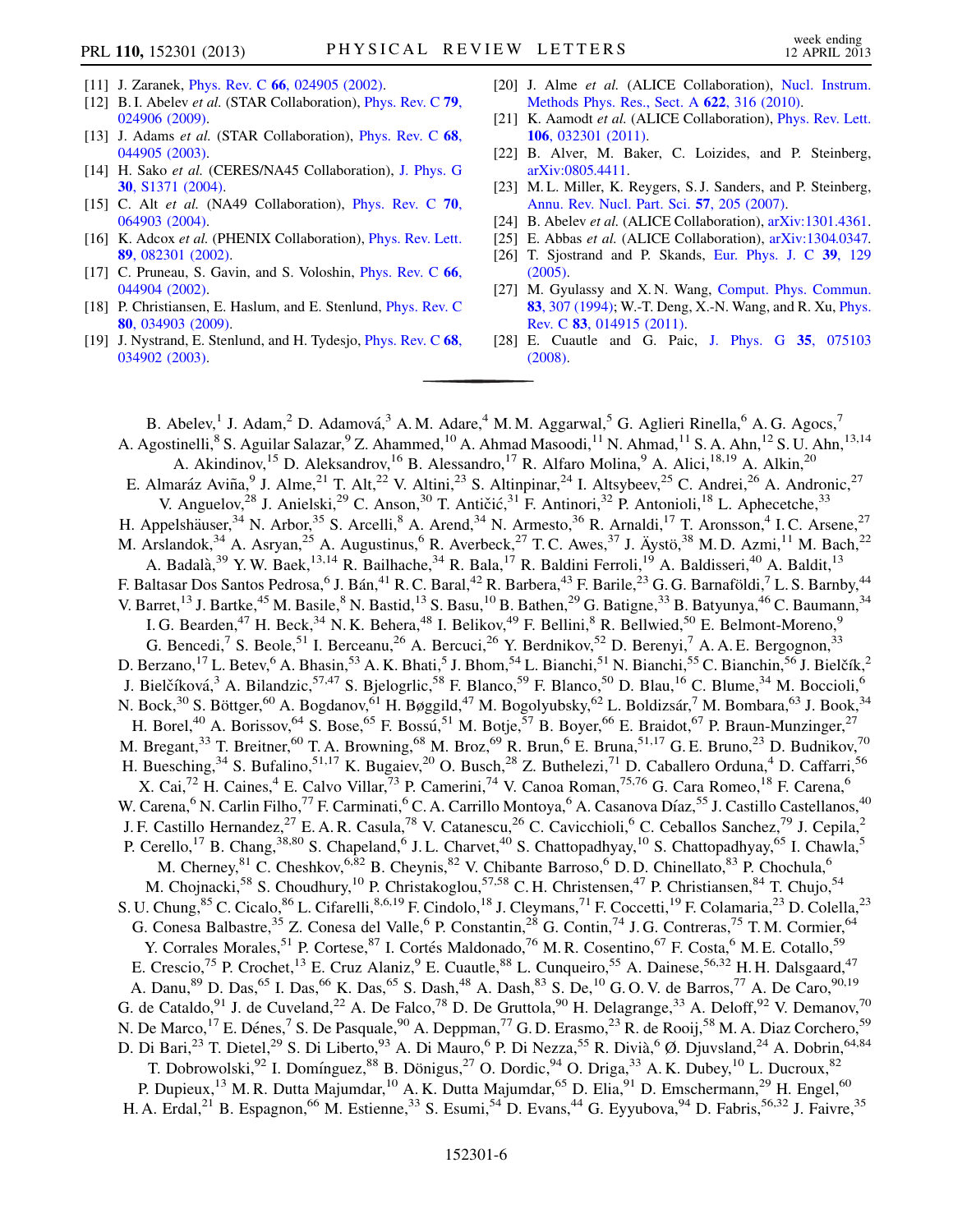[11] J. Zaranek, Phys. Rev. C **66**, 024905 (2002).

[12] B. I. Abelev *et al.* (STAR Collaboration), Phys. Rev. C **79**, 024906 (2009).

[13] J. Adams *et al.* (STAR Collaboration), Phys. Rev. C **68**, 044905 (2003).

[14] H. Sako *et al.* (CERES/NA45 Collaboration), J. Phys. G **30**, S1371 (2004).

[15] C. Alt *et al.* (NA49 Collaboration), Phys. Rev. C **70**, 064903 (2004).

[16] K. Adcox *et al.* (PHENIX Collaboration), Phys. Rev. Lett. **89**, 082301 (2002).

[17] C. Pruneau, S. Gavin, and S. Voloshin, Phys. Rev. C **66**, 044904 (2002).

[18] P. Christiansen, E. Haslum, and E. Stenlund, Phys. Rev. C **80**, 034903 (2009).

[19] J. Nystrand, E. Stenlund, and H. Tydesjo, Phys. Rev. C **68**, 034902 (2003).

[20] J. Alme *et al.* (ALICE Collaboration), Nucl. Instrum. Methods Phys. Res., Sect. A **622**, 316 (2010).

[21] K. Aamodt *et al.* (ALICE Collaboration), Phys. Rev. Lett. **106**, 032301 (2011).

[22] B. Alver, M. Baker, C. Loizides, and P. Steinberg, arXiv:0805.4411.

[23] M. L. Miller, K. Reygers, S. J. Sanders, and P. Steinberg, Annu. Rev. Nucl. Part. Sci. **57**, 205 (2007).

[24] B. Abelev *et al.* (ALICE Collaboration), arXiv:1301.4361.

[25] E. Abbas *et al.* (ALICE Collaboration), arXiv:1304.0347.

[26] T. Sjostrand and P. Skands, Eur. Phys. J. C **39**, 129 (2005).

[27] M. Gyulassy and X. N. Wang, Comput. Phys. Commun. **83**, 307 (1994); W.-T. Deng, X.-N. Wang, and R. Xu, Phys. Rev. C **83**, 014915 (2011).

[28] E. Cuautle and G. Paic, J. Phys. G **35**, 075103 (2008).

---

B. Abelev,[1] J. Adam,[2] D. Adamová,[3] A. M. Adare,[4] M. M. Aggarwal,[5] G. Aglieri Rinella,[6] A. G. Agocs,[7] A. Agostinelli,[8] S. Aguilar Salazar,[9] Z. Ahammed,[10] A. Ahmad Masoodi,[11] N. Ahmad,[11] S. A. Ahn,[12] S. U. Ahn,[13,14] A. Akindinov,[15] D. Aleksandrov,[16] B. Alessandro,[17] R. Alfaro Molina,[9] A. Alici,[18,19] A. Alkin,[20] E. Almaráz Aviña,[9] J. Alme,[21] T. Alt,[22] V. Altini,[23] S. Altinpinar,[24] I. Altsybeev,[25] C. Andrei,[26] A. Andronic,[27] V. Anguelov,[28] J. Anielski,[29] C. Anson,[30] T. Antičić,[31] F. Antinori,[32] P. Antonioli,[18] L. Aphecetche,[33] H. Appelshäuser,[34] N. Arbor,[35] S. Arcelli,[8] A. Arend,[34] N. Armesto,[36] R. Arnaldi,[17] T. Aronsson,[4] I. C. Arsene,[27] M. Arslandok,[34] A. Asryan,[25] A. Augustinus,[6] R. Averbeck,[27] T. C. Awes,[37] J. Äystö,[38] M. D. Azmi,[11] M. Bach,[22] A. Badalà,[39] Y. W. Baek,[13,14] R. Bailhache,[34] R. Bala,[17] R. Baldini Ferroli,[19] A. Baldisseri,[40] A. Baldit,[13] F. Baltasar Dos Santos Pedrosa,[6] J. Bán,[41] R. C. Baral,[42] R. Barbera,[43] F. Barile,[23] G. G. Barnaföldi,[7] L. S. Barnby,[44] V. Barret,[13] J. Bartke,[45] M. Basile,[8] N. Bastid,[13] S. Basu,[10] B. Bathen,[29] G. Batigne,[33] B. Batyunya,[46] C. Baumann,[34] I. G. Bearden,[47] H. Beck,[34] N. K. Behera,[48] I. Belikov,[49] F. Bellini,[8] R. Bellwied,[50] E. Belmont-Moreno,[9] G. Bencedi,[7] S. Beole,[51] I. Berceanu,[26] A. Bercuci,[26] Y. Berdnikov,[52] D. Berenyi,[7] A. A. E. Bergognon,[33] D. Berzano,[17] L. Betev,[6] A. Bhasin,[53] A. K. Bhati,[5] J. Bhom,[54] L. Bianchi,[51] N. Bianchi,[55] C. Bianchin,[56] J. Bielčík,[2] J. Bielčíková,[3] A. Bilandzic,[57,47] S. Bjelogrlic,[58] F. Blanco,[59] F. Blanco,[50] D. Blau,[16] C. Blume,[34] M. Boccioli,[6] N. Bock,[30] S. Böttger,[60] A. Bogdanov,[61] H. Bøggild,[47] M. Bogolyubsky,[62] L. Boldizsár,[7] M. Bombara,[63] J. Book,[34] H. Borel,[40] A. Borissov,[64] S. Bose,[65] F. Bossú,[51] M. Botje,[57] B. Boyer,[66] E. Braidot,[67] P. Braun-Munzinger,[27] M. Bregant,[33] T. Breitner,[60] T. A. Browning,[68] M. Broz,[69] R. Brun,[6] E. Bruna,[51,17] G. E. Bruno,[23] D. Budnikov,[70] H. Buesching,[34] S. Bufalino,[51,17] K. Bugaiev,[20] O. Busch,[28] Z. Buthelezi,[71] D. Caballero Orduna,[4] D. Caffarri,[56] X. Cai,[72] H. Caines,[4] E. Calvo Villar,[73] P. Camerini,[74] V. Canoa Roman,[75,76] G. Cara Romeo,[18] F. Carena,[6] W. Carena,[6] N. Carlin Filho,[77] F. Carminati,[6] C. A. Carrillo Montoya,[6] A. Casanova Díaz,[55] J. Castillo Castellanos,[40] J. F. Castillo Hernandez,[27] E. A. R. Casula,[78] V. Catanescu,[26] C. Cavicchioli,[6] C. Ceballos Sanchez,[79] J. Cepila,[2] P. Cerello,[17] B. Chang,[38,80] S. Chapeland,[6] J. L. Charvet,[40] S. Chattopadhyay,[10] S. Chattopadhyay,[65] I. Chawla,[5] M. Cherney,[81] C. Cheshkov,[6,82] B. Cheynis,[82] V. Chibante Barroso,[6] D. D. Chinellato,[83] P. Chochula,[6] M. Chojnacki,[58] S. Choudhury,[10] P. Christakoglou,[57,58] C. H. Christensen,[47] P. Christiansen,[84] T. Chujo,[54] S. U. Chung,[85] C. Cicalo,[86] L. Cifarelli,[8,6,19] F. Cindolo,[18] J. Cleymans,[71] F. Coccetti,[19] F. Colamaria,[23] D. Colella,[23] G. Conesa Balbastre,[35] Z. Conesa del Valle,[6] P. Constantin,[28] G. Contin,[74] J. G. Contreras,[75] T. M. Cormier,[64] Y. Corrales Morales,[51] P. Cortese,[87] I. Cortés Maldonado,[76] M. R. Cosentino,[67] F. Costa,[6] M. E. Cotallo,[59] E. Crescio,[75] P. Crochet,[13] E. Cruz Alaniz,[9] E. Cuautle,[88] L. Cunqueiro,[55] A. Dainese,[56,32] H. H. Dalsgaard,[47] A. Danu,[89] D. Das,[65] I. Das,[66] K. Das,[65] S. Dash,[48] A. Dash,[83] S. De,[10] G. O. V. de Barros,[77] A. De Caro,[90,19] G. de Cataldo,[91] J. de Cuveland,[22] A. De Falco,[78] D. De Gruttola,[90] H. Delagrange,[33] A. Deloff,[92] V. Demanov,[70] N. De Marco,[17] E. Dénes,[7] S. De Pasquale,[90] A. Deppman,[77] G. D. Erasmo,[23] R. de Rooij,[58] M. A. Diaz Corchero,[59] D. Di Bari,[23] T. Dietel,[29] S. Di Liberto,[93] A. Di Mauro,[6] P. Di Nezza,[55] R. Divià,[6] Ø. Djuvsland,[24] A. Dobrin,[64,84] T. Dobrowolski,[92] I. Domínguez,[88] B. Dönigus,[27] O. Dordic,[94] O. Driga,[33] A. K. Dubey,[10] L. Ducroux,[82] P. Dupieux,[13] M. R. Dutta Majumdar,[10] A. K. Dutta Majumdar,[65] D. Elia,[91] D. Emschermann,[29] H. Engel,[60] H. A. Erdal,[21] B. Espagnon,[66] M. Estienne,[33] S. Esumi,[54] D. Evans,[44] G. Eyyubova,[94] D. Fabris,[56,32] J. Faivre,[35]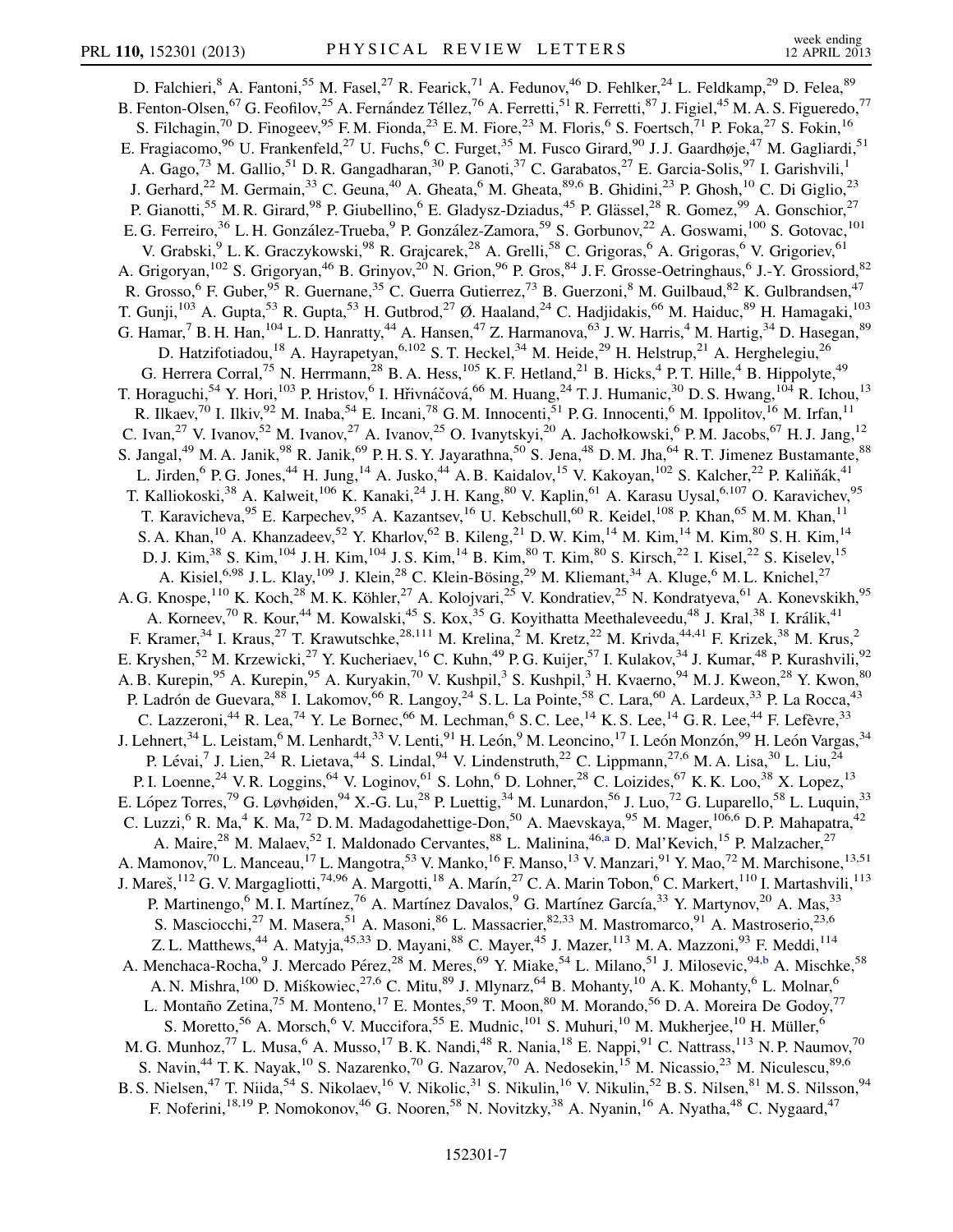D. Falchieri,[8] A. Fantoni,[55] M. Fasel,[27] R. Fearick,[71] A. Fedunov,[46] D. Fehlker,[24] L. Feldkamp,[29] D. Felea,[89] B. Fenton-Olsen,[67] G. Feofilov,[25] A. Fernández Téllez,[76] A. Ferretti,[51] R. Ferretti,[87] J. Figiel,[45] M. A. S. Figueredo,[77] S. Filchagin,[70] D. Finogeev,[95] F. M. Fionda,[23] E. M. Fiore,[23] M. Floris,[6] S. Foertsch,[71] P. Foka,[27] S. Fokin,[16] E. Fragiacomo,[96] U. Frankenfeld,[27] U. Fuchs,[6] C. Furget,[35] M. Fusco Girard,[90] J. J. Gaardhøje,[47] M. Gagliardi,[51] A. Gago,[73] M. Gallio,[51] D. R. Gangadharan,[30] P. Ganoti,[37] C. Garabatos,[27] E. Garcia-Solis,[97] I. Garishvili,[1] J. Gerhard,[22] M. Germain,[33] C. Geuna,[40] A. Gheata,[6] M. Gheata,[89,6] B. Ghidini,[23] P. Ghosh,[10] C. Di Giglio,[23] P. Gianotti,[55] M. R. Girard,[98] P. Giubellino,[6] E. Gladysz-Dziadus,[45] P. Glässel,[28] R. Gomez,[99] A. Gonschior,[27] E. G. Ferreiro,[36] L. H. González-Trueba,[9] P. González-Zamora,[59] S. Gorbunov,[22] A. Goswami,[100] S. Gotovac,[101] V. Grabski,[9] L. K. Graczykowski,[98] R. Grajcarek,[28] A. Grelli,[58] C. Grigoras,[6] A. Grigoras,[6] V. Grigoriev,[61] A. Grigoryan,[102] S. Grigoryan,[46] B. Grinyov,[20] N. Grion,[96] P. Gros,[84] J. F. Grosse-Oetringhaus,[6] J.-Y. Grossiord,[82] R. Grosso,[6] F. Guber,[95] R. Guernane,[35] C. Guerra Gutierrez,[73] B. Guerzoni,[8] M. Guilbaud,[82] K. Gulbrandsen,[47] T. Gunji,[103] A. Gupta,[53] R. Gupta,[53] H. Gutbrod,[27] Ø. Haaland,[24] C. Hadjidakis,[66] M. Haiduc,[89] H. Hamagaki,[103] G. Hamar,[7] B. H. Han,[104] L. D. Hanratty,[44] A. Hansen,[47] Z. Harmanova,[63] J. W. Harris,[4] M. Hartig,[34] D. Hasegan,[89] D. Hatzifotiadou,[18] A. Hayrapetyan,[6,102] S. T. Heckel,[34] M. Heide,[29] H. Helstrup,[21] A. Herghelegiu,[26] G. Herrera Corral,[75] N. Herrmann,[28] B. A. Hess,[105] K. F. Hetland,[21] B. Hicks,[4] P. T. Hille,[4] B. Hippolyte,[49] T. Horaguchi,[54] Y. Hori,[103] P. Hristov,[6] I. Hřivnáčová,[66] M. Huang,[24] T. J. Humanic,[30] D. S. Hwang,[104] R. Ichou,[13] R. Ilkaev,[70] I. Ilkiv,[92] M. Inaba,[54] E. Incani,[78] G. M. Innocenti,[51] P. G. Innocenti,[6] M. Ippolitov,[16] M. Irfan,[11] C. Ivan,[27] V. Ivanov,[52] M. Ivanov,[27] A. Ivanov,[25] O. Ivanytskyi,[20] A. Jachołkowski,[6] P. M. Jacobs,[67] H. J. Jang,[12] S. Jangal,[49] M. A. Janik,[98] R. Janik,[69] P. H. S. Y. Jayarathna,[50] S. Jena,[48] D. M. Jha,[64] R. T. Jimenez Bustamante,[88] L. Jirden,[6] P. G. Jones,[44] H. Jung,[14] A. Jusko,[44] A. B. Kaidalov,[15] V. Kakoyan,[102] S. Kalcher,[22] P. Kaliňák,[41] T. Kalliokoski,[38] A. Kalweit,[106] K. Kanaki,[24] J. H. Kang,[80] V. Kaplin,[61] A. Karasu Uysal,[6,107] O. Karavichev,[95] T. Karavicheva,[95] E. Karpechev,[95] A. Kazantsev,[16] U. Kebschull,[60] R. Keidel,[108] P. Khan,[65] M. M. Khan,[11] S. A. Khan,[10] A. Khanzadeev,[52] Y. Kharlov,[62] B. Kileng,[21] D. W. Kim,[14] M. Kim,[14] M. Kim,[80] S. H. Kim,[14] D. J. Kim,[38] S. Kim,[104] J. H. Kim,[104] J. S. Kim,[14] B. Kim,[80] T. Kim,[80] S. Kirsch,[22] I. Kisel,[22] S. Kiselev,[15] A. Kisiel,[6,98] J. L. Klay,[109] J. Klein,[28] C. Klein-Bösing,[29] M. Kliemant,[34] A. Kluge,[6] M. L. Knichel,[27] A. G. Knospe,[110] K. Koch,[28] M. K. Köhler,[27] A. Kolojvari,[25] V. Kondratiev,[25] N. Kondratyeva,[61] A. Konevskikh,[95] A. Korneev,[70] R. Kour,[44] M. Kowalski,[45] S. Kox,[35] G. Koyithatta Meethaleveedu,[48] J. Kral,[38] I. Králik,[41] F. Kramer,[34] I. Kraus,[27] T. Krawutschke,[28,111] M. Krelina,[2] M. Kretz,[22] M. Krivda,[44,41] F. Krizek,[38] M. Krus,[2] E. Kryshen,[52] M. Krzewicki,[27] Y. Kucheriaev,[16] C. Kuhn,[49] P. G. Kuijer,[57] I. Kulakov,[34] J. Kumar,[48] P. Kurashvili,[92] A. B. Kurepin,[95] A. Kurepin,[95] A. Kuryakin,[70] V. Kushpil,[3] S. Kushpil,[3] H. Kvaerno,[94] M. J. Kweon,[28] Y. Kwon,[80] P. Ladrón de Guevara,[88] I. Lakomov,[66] R. Langoy,[24] S. L. La Pointe,[58] C. Lara,[60] A. Lardeux,[33] P. La Rocca,[43] C. Lazzeroni,[44] R. Lea,[74] Y. Le Bornec,[66] M. Lechman,[6] S. C. Lee,[14] K. S. Lee,[14] G. R. Lee,[44] F. Lefèvre,[33] J. Lehnert,[34] L. Leistam,[6] M. Lenhardt,[33] V. Lenti,[91] H. León,[9] M. Leoncino,[17] I. León Monzón,[99] H. León Vargas,[34] P. Lévai,[7] J. Lien,[24] R. Lietava,[44] S. Lindal,[94] V. Lindenstruth,[22] C. Lippmann,[27,6] M. A. Lisa,[30] L. Liu,[24] P. I. Loenne,[24] V. R. Loggins,[64] V. Loginov,[61] S. Lohn,[6] D. Lohner,[28] C. Loizides,[67] K. K. Loo,[38] X. Lopez,[13] E. López Torres,[79] G. Løvhøiden,[94] X.-G. Lu,[28] P. Luettig,[34] M. Lunardon,[56] J. Luo,[72] G. Luparello,[58] L. Luquin,[33] C. Luzzi,[6] R. Ma,[4] K. Ma,[72] D. M. Madagodahettige-Don,[50] A. Maevskaya,[95] M. Mager,[106,6] D. P. Mahapatra,[42] A. Maire,[28] M. Malaev,[52] I. Maldonado Cervantes,[88] L. Malinina,[46,a] D. Mal'Kevich,[15] P. Malzacher,[27] A. Mamonov,[70] L. Manceau,[17] L. Mangotra,[53] V. Manko,[16] F. Manso,[13] V. Manzari,[91] Y. Mao,[72] M. Marchisone,[13,51] J. Mareš,[112] G. V. Margagliotti,[74,96] A. Margotti,[18] A. Marín,[27] C. A. Marin Tobon,[6] C. Markert,[110] I. Martashvili,[113] P. Martinengo,[6] M. I. Martínez,[76] A. Martínez Davalos,[9] G. Martínez García,[33] Y. Martynov,[20] A. Mas,[33] S. Masciocchi,[27] M. Masera,[51] A. Masoni,[86] L. Massacrier,[82,33] M. Mastromarco,[91] A. Mastroserio,[23,6] Z. L. Matthews,[44] A. Matyja,[45,33] D. Mayani,[88] C. Mayer,[45] J. Mazer,[113] M. A. Mazzoni,[93] F. Meddi,[114] A. Menchaca-Rocha,[9] J. Mercado Pérez,[28] M. Meres,[69] Y. Miake,[54] L. Milano,[51] J. Milosevic,[94,b] A. Mischke,[58] A. N. Mishra,[100] D. Miśkowiec,[27,6] C. Mitu,[89] J. Mlynarz,[64] B. Mohanty,[10] A. K. Mohanty,[6] L. Molnar,[6] L. Montaño Zetina,[75] M. Monteno,[17] E. Montes,[59] T. Moon,[80] M. Morando,[56] D. A. Moreira De Godoy,[77] S. Moretto,[56] A. Morsch,[6] V. Muccifora,[55] E. Mudnic,[101] S. Muhuri,[10] M. Mukherjee,[10] H. Müller,[6] M. G. Munhoz,[77] L. Musa,[6] A. Musso,[17] B. K. Nandi,[48] R. Nania,[18] E. Nappi,[91] C. Nattrass,[113] N. P. Naumov,[70] S. Navin,[44] T. K. Nayak,[10] S. Nazarenko,[70] G. Nazarov,[70] A. Nedosekin,[15] M. Nicassio,[23] M. Niculescu,[89,6] B. S. Nielsen,[47] T. Niida,[54] S. Nikolaev,[16] V. Nikolic,[31] S. Nikulin,[16] V. Nikulin,[52] B. S. Nilsen,[81] M. S. Nilsson,[94] F. Noferini,[18,19] P. Nomokonov,[46] G. Nooren,[58] N. Novitzky,[38] A. Nyanin,[16] A. Nyatha,[48] C. Nygaard,[47]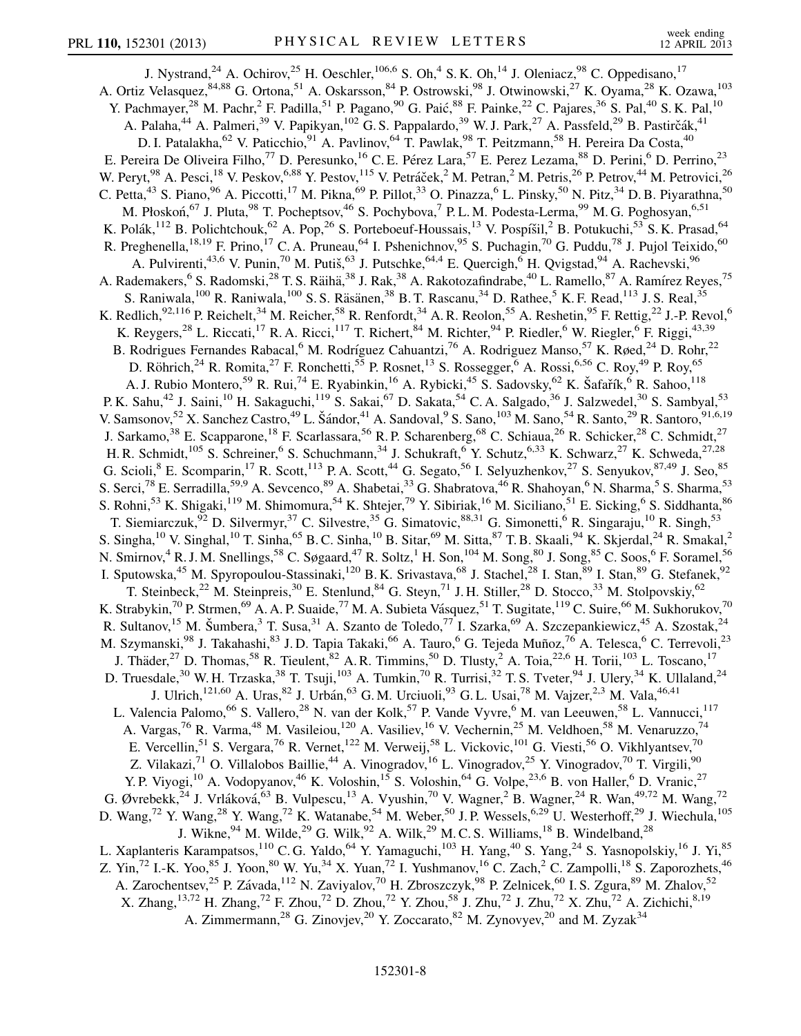J. Nystrand,[24] A. Ochirov,[25] H. Oeschler,[106,6] S. Oh,[4] S. K. Oh,[14] J. Oleniacz,[98] C. Oppedisano,[17] A. Ortiz Velasquez,[84,88] G. Ortona,[51] A. Oskarsson,[84] P. Ostrowski,[98] J. Otwinowski,[27] K. Oyama,[28] K. Ozawa,[103] Y. Pachmayer,[28] M. Pachr,[2] F. Padilla,[51] P. Pagano,[90] G. Paić,[88] F. Painke,[22] C. Pajares,[36] S. Pal,[40] S. K. Pal,[10] A. Palaha,[44] A. Palmeri,[39] V. Papikyan,[102] G. S. Pappalardo,[39] W. J. Park,[27] A. Passfeld,[29] B. Pastirčák,[41] D. I. Patalakha,[62] V. Paticchio,[91] A. Pavlinov,[64] T. Pawlak,[98] T. Peitzmann,[58] H. Pereira Da Costa,[40] E. Pereira De Oliveira Filho,[77] D. Peresunko,[16] C. E. Pérez Lara,[57] E. Perez Lezama,[88] D. Perini,[6] D. Perrino,[23] W. Peryt,[98] A. Pesci,[18] V. Peskov,[6,88] Y. Pestov,[115] V. Petráček,[2] M. Petran,[2] M. Petris,[26] P. Petrov,[44] M. Petrovici,[26] C. Petta,[43] S. Piano,[96] A. Piccotti,[17] M. Pikna,[69] P. Pillot,[33] O. Pinazza,[6] L. Pinsky,[50] N. Pitz,[34] D. B. Piyarathna,[50] M. Płoskoń,[67] J. Pluta,[98] T. Pocheptsov,[46] S. Pochybova,[7] P. L. M. Podesta-Lerma,[99] M. G. Poghosyan,[6,51] K. Polák,[112] B. Polichtchouk,[62] A. Pop,[26] S. Porteboeuf-Houssais,[13] V. Pospíšil,[2] B. Potukuchi,[53] S. K. Prasad,[64] R. Preghenella,[18,19] F. Prino,[17] C. A. Pruneau,[64] I. Pshenichnov,[95] S. Puchagin,[70] G. Puddu,[78] J. Pujol Teixido,[60] A. Pulvirenti,[43,6] V. Punin,[70] M. Putiš,[63] J. Putschke,[64,4] E. Quercigh,[6] H. Qvigstad,[94] A. Rachevski,[96] A. Rademakers,[6] S. Radomski,[28] T. S. Räihä,[38] J. Rak,[38] A. Rakotozafindrabe,[40] L. Ramello,[87] A. Ramírez Reyes,[75] S. Raniwala,[100] R. Raniwala,[100] S. S. Räsänen,[38] B. T. Rascanu,[34] D. Rathee,[5] K. F. Read,[113] J. S. Real,[35] K. Redlich,[92,116] P. Reichelt,[34] M. Reicher,[58] R. Renfordt,[34] A. R. Reolon,[55] A. Reshetin,[95] F. Rettig,[22] J.-P. Revol,[6] K. Reygers,[28] L. Riccati,[17] R. A. Ricci,[117] T. Richert,[84] M. Richter,[94] P. Riedler,[6] W. Riegler,[6] F. Riggi,[43,39] B. Rodrigues Fernandes Rabacal,[6] M. Rodríguez Cahuantzi,[76] A. Rodriguez Manso,[57] K. Røed,[24] D. Rohr,[22] D. Röhrich,[24] R. Romita,[27] F. Ronchetti,[55] P. Rosnet,[13] S. Rossegger,[6] A. Rossi,[6,56] C. Roy,[49] P. Roy,[65] A. J. Rubio Montero,[59] R. Rui,[74] E. Ryabinkin,[16] A. Rybicki,[45] S. Sadovsky,[62] K. Šafařík,[6] R. Sahoo,[118] P. K. Sahu,[42] J. Saini,[10] H. Sakaguchi,[119] S. Sakai,[67] D. Sakata,[54] C. A. Salgado,[36] J. Salzwedel,[30] S. Sambyal,[53] V. Samsonov,[52] X. Sanchez Castro,[49] L. Šándor,[41] A. Sandoval,[9] S. Sano,[103] M. Sano,[54] R. Santo,[29] R. Santoro,[91,6,19] J. Sarkamo,[38] E. Scapparone,[18] F. Scarlassara,[56] R. P. Scharenberg,[68] C. Schiaua,[26] R. Schicker,[28] C. Schmidt,[27] H. R. Schmidt,[105] S. Schreiner,[6] S. Schuchmann,[34] J. Schukraft,[6] Y. Schutz,[6,33] K. Schwarz,[27] K. Schweda,[27,28] G. Scioli,[8] E. Scomparin,[17] R. Scott,[113] P. A. Scott,[44] G. Segato,[56] I. Selyuzhenkov,[27] S. Senyukov,[87,49] J. Seo,[85] S. Serci,[78] E. Serradilla,[59,9] A. Sevcenco,[89] A. Shabetai,[33] G. Shabratova,[46] R. Shahoyan,[6] N. Sharma,[5] S. Sharma,[53] S. Rohni,[53] K. Shigaki,[119] M. Shimomura,[54] K. Shtejer,[79] Y. Sibiriak,[16] M. Siciliano,[51] E. Sicking,[6] S. Siddhanta,[86] T. Siemiarczuk,[92] D. Silvermyr,[37] C. Silvestre,[35] G. Simatovic,[88,31] G. Simonetti,[6] R. Singaraju,[10] R. Singh,[53] S. Singha,[10] V. Singhal,[10] T. Sinha,[65] B. C. Sinha,[10] B. Sitar,[69] M. Sitta,[87] T. B. Skaali,[94] K. Skjerdal,[24] R. Smakal,[2] N. Smirnov,[4] R. J. M. Snellings,[58] C. Søgaard,[47] R. Soltz,[1] H. Son,[104] M. Song,[80] J. Song,[85] C. Soos,[6] F. Soramel,[56] I. Sputowska,[45] M. Spyropoulou-Stassinaki,[120] B. K. Srivastava,[68] J. Stachel,[28] I. Stan,[89] I. Stan,[89] G. Stefanek,[92] T. Steinbeck,[22] M. Steinpreis,[30] E. Stenlund,[84] G. Steyn,[71] J. H. Stiller,[28] D. Stocco,[33] M. Stolpovskiy,[62] K. Strabykin,[70] P. Strmen,[69] A. A. P. Suaide,[77] M. A. Subieta Vásquez,[51] T. Sugitate,[119] C. Suire,[66] M. Sukhorukov,[70] R. Sultanov,[15] M. Šumbera,[3] T. Susa,[31] A. Szanto de Toledo,[77] I. Szarka,[69] A. Szczepankiewicz,[45] A. Szostak,[24] M. Szymanski,[98] J. Takahashi,[83] J. D. Tapia Takaki,[66] A. Tauro,[6] G. Tejeda Muñoz,[76] A. Telesca,[6] C. Terrevoli,[23] J. Thäder,[27] D. Thomas,[58] R. Tieulent,[82] A. R. Timmins,[50] D. Tlusty,[2] A. Toia,[22,6] H. Torii,[103] L. Toscano,[17] D. Truesdale,[30] W. H. Trzaska,[38] T. Tsuji,[103] A. Tumkin,[70] R. Turrisi,[32] T. S. Tveter,[94] J. Ulery,[34] K. Ullaland,[24] J. Ulrich,[121,60] A. Uras,[82] J. Urbán,[63] G. M. Urciuoli,[93] G. L. Usai,[78] M. Vajzer,[2,3] M. Vala,[46,41] L. Valencia Palomo,[66] S. Vallero,[28] N. van der Kolk,[57] P. Vande Vyvre,[6] M. van Leeuwen,[58] L. Vannucci,[117] A. Vargas,[76] R. Varma,[48] M. Vasileiou,[120] A. Vasiliev,[16] V. Vechernin,[25] M. Veldhoen,[58] M. Venaruzzo,[74] E. Vercellin,[51] S. Vergara,[76] R. Vernet,[122] M. Verweij,[58] L. Vickovic,[101] G. Viesti,[56] O. Vikhlyantsev,[70] Z. Vilakazi,[71] O. Villalobos Baillie,[44] A. Vinogradov,[16] L. Vinogradov,[25] Y. Vinogradov,[70] T. Virgili,[90] Y. P. Viyogi,[10] A. Vodopyanov,[46] K. Voloshin,[15] S. Voloshin,[64] G. Volpe,[23,6] B. von Haller,[6] D. Vranic,[27] G. Øvrebekk,[24] J. Vrláková,[63] B. Vulpescu,[13] A. Vyushin,[70] V. Wagner,[2] B. Wagner,[24] R. Wan,[49,72] M. Wang,[72] D. Wang,[72] Y. Wang,[28] Y. Wang,[72] K. Watanabe,[54] M. Weber,[50] J. P. Wessels,[6,29] U. Westerhoff,[29] J. Wiechula,[105] J. Wikne,[94] M. Wilde,[29] G. Wilk,[92] A. Wilk,[29] M. C. S. Williams,[18] B. Windelband,[28] L. Xaplanteris Karampatsos,[110] C. G. Yaldo,[64] Y. Yamaguchi,[103] H. Yang,[40] S. Yang,[24] S. Yasnopolskiy,[16] J. Yi,[85] Z. Yin,[72] I.-K. Yoo,[85] J. Yoon,[80] W. Yu,[34] X. Yuan,[72] I. Yushmanov,[16] C. Zach,[2] C. Zampolli,[18] S. Zaporozhets,[46] A. Zarochentsev,[25] P. Závada,[112] N. Zaviyalov,[70] H. Zbroszczyk,[98] P. Zelnicek,[60] I. S. Zgura,[89] M. Zhalov,[52] X. Zhang,[13,72] H. Zhang,[72] F. Zhou,[72] D. Zhou,[72] Y. Zhou,[58] J. Zhu,[72] J. Zhu,[72] X. Zhu,[72] A. Zichichi,[8,19] A. Zimmermann,[28] G. Zinovjev,[20] Y. Zoccarato,[82] M. Zynovyev,[20] and M. Zyzak[34]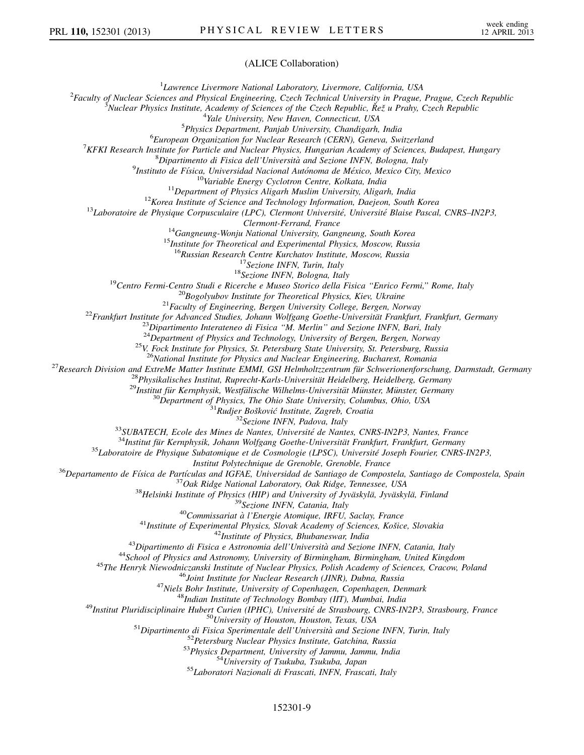(ALICE Collaboration)

[1]Lawrence Livermore National Laboratory, Livermore, California, USA
[2]Faculty of Nuclear Sciences and Physical Engineering, Czech Technical University in Prague, Prague, Czech Republic
[3]Nuclear Physics Institute, Academy of Sciences of the Czech Republic, Řež u Prahy, Czech Republic
[4]Yale University, New Haven, Connecticut, USA
[5]Physics Department, Panjab University, Chandigarh, India
[6]European Organization for Nuclear Research (CERN), Geneva, Switzerland
[7]KFKI Research Institute for Particle and Nuclear Physics, Hungarian Academy of Sciences, Budapest, Hungary
[8]Dipartimento di Fisica dell'Università and Sezione INFN, Bologna, Italy
[9]Instituto de Física, Universidad Nacional Autónoma de México, Mexico City, Mexico
[10]Variable Energy Cyclotron Centre, Kolkata, India
[11]Department of Physics Aligarh Muslim University, Aligarh, India
[12]Korea Institute of Science and Technology Information, Daejeon, South Korea
[13]Laboratoire de Physique Corpusculaire (LPC), Clermont Université, Université Blaise Pascal, CNRS–IN2P3, Clermont-Ferrand, France
[14]Gangneung-Wonju National University, Gangneung, South Korea
[15]Institute for Theoretical and Experimental Physics, Moscow, Russia
[16]Russian Research Centre Kurchatov Institute, Moscow, Russia
[17]Sezione INFN, Turin, Italy
[18]Sezione INFN, Bologna, Italy
[19]Centro Fermi-Centro Studi e Ricerche e Museo Storico della Fisica "Enrico Fermi," Rome, Italy
[20]Bogolyubov Institute for Theoretical Physics, Kiev, Ukraine
[21]Faculty of Engineering, Bergen University College, Bergen, Norway
[22]Frankfurt Institute for Advanced Studies, Johann Wolfgang Goethe-Universität Frankfurt, Frankfurt, Germany
[23]Dipartimento Interateneo di Fisica "M. Merlin" and Sezione INFN, Bari, Italy
[24]Department of Physics and Technology, University of Bergen, Bergen, Norway
[25]V. Fock Institute for Physics, St. Petersburg State University, St. Petersburg, Russia
[26]National Institute for Physics and Nuclear Engineering, Bucharest, Romania
[27]Research Division and ExtreMe Matter Institute EMMI, GSI Helmholtzzentrum für Schwerionenforschung, Darmstadt, Germany
[28]Physikalisches Institut, Ruprecht-Karls-Universität Heidelberg, Heidelberg, Germany
[29]Institut für Kernphysik, Westfälische Wilhelms-Universität Münster, Münster, Germany
[30]Department of Physics, The Ohio State University, Columbus, Ohio, USA
[31]Rudjer Bošković Institute, Zagreb, Croatia
[32]Sezione INFN, Padova, Italy
[33]SUBATECH, Ecole des Mines de Nantes, Université de Nantes, CNRS-IN2P3, Nantes, France
[34]Institut für Kernphysik, Johann Wolfgang Goethe-Universität Frankfurt, Frankfurt, Germany
[35]Laboratoire de Physique Subatomique et de Cosmologie (LPSC), Université Joseph Fourier, CNRS-IN2P3, Institut Polytechnique de Grenoble, Grenoble, France
[36]Departamento de Física de Partículas and IGFAE, Universidad de Santiago de Compostela, Santiago de Compostela, Spain
[37]Oak Ridge National Laboratory, Oak Ridge, Tennessee, USA
[38]Helsinki Institute of Physics (HIP) and University of Jyväskylä, Jyväskylä, Finland
[39]Sezione INFN, Catania, Italy
[40]Commissariat à l'Energie Atomique, IRFU, Saclay, France
[41]Institute of Experimental Physics, Slovak Academy of Sciences, Košice, Slovakia
[42]Institute of Physics, Bhubaneswar, India
[43]Dipartimento di Fisica e Astronomia dell'Università and Sezione INFN, Catania, Italy
[44]School of Physics and Astronomy, University of Birmingham, Birmingham, United Kingdom
[45]The Henryk Niewodniczanski Institute of Nuclear Physics, Polish Academy of Sciences, Cracow, Poland
[46]Joint Institute for Nuclear Research (JINR), Dubna, Russia
[47]Niels Bohr Institute, University of Copenhagen, Copenhagen, Denmark
[48]Indian Institute of Technology Bombay (IIT), Mumbai, India
[49]Institut Pluridisciplinaire Hubert Curien (IPHC), Université de Strasbourg, CNRS-IN2P3, Strasbourg, France
[50]University of Houston, Houston, Texas, USA
[51]Dipartimento di Fisica Sperimentale dell'Università and Sezione INFN, Turin, Italy
[52]Petersburg Nuclear Physics Institute, Gatchina, Russia
[53]Physics Department, University of Jammu, Jammu, India
[54]University of Tsukuba, Tsukuba, Japan
[55]Laboratori Nazionali di Frascati, INFN, Frascati, Italy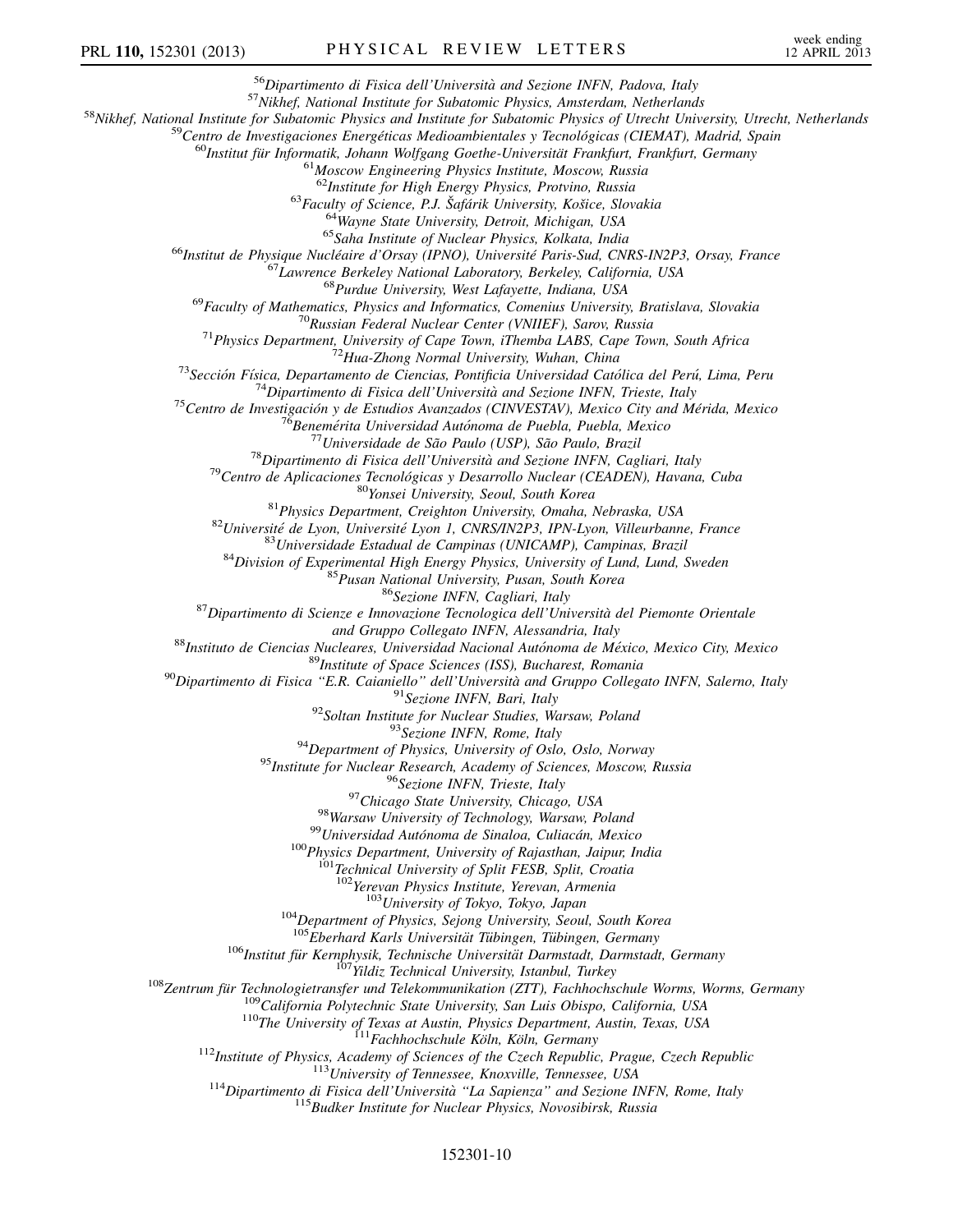[56]Dipartimento di Fisica dell'Università and Sezione INFN, Padova, Italy
[57]Nikhef, National Institute for Subatomic Physics, Amsterdam, Netherlands
[58]Nikhef, National Institute for Subatomic Physics and Institute for Subatomic Physics of Utrecht University, Utrecht, Netherlands
[59]Centro de Investigaciones Energéticas Medioambientales y Tecnológicas (CIEMAT), Madrid, Spain
[60]Institut für Informatik, Johann Wolfgang Goethe-Universität Frankfurt, Frankfurt, Germany
[61]Moscow Engineering Physics Institute, Moscow, Russia
[62]Institute for High Energy Physics, Protvino, Russia
[63]Faculty of Science, P.J. Šafárik University, Košice, Slovakia
[64]Wayne State University, Detroit, Michigan, USA
[65]Saha Institute of Nuclear Physics, Kolkata, India
[66]Institut de Physique Nucléaire d'Orsay (IPNO), Université Paris-Sud, CNRS-IN2P3, Orsay, France
[67]Lawrence Berkeley National Laboratory, Berkeley, California, USA
[68]Purdue University, West Lafayette, Indiana, USA
[69]Faculty of Mathematics, Physics and Informatics, Comenius University, Bratislava, Slovakia
[70]Russian Federal Nuclear Center (VNIIEF), Sarov, Russia
[71]Physics Department, University of Cape Town, iThemba LABS, Cape Town, South Africa
[72]Hua-Zhong Normal University, Wuhan, China
[73]Sección Física, Departamento de Ciencias, Pontificia Universidad Católica del Perú, Lima, Peru
[74]Dipartimento di Fisica dell'Università and Sezione INFN, Trieste, Italy
[75]Centro de Investigación y de Estudios Avanzados (CINVESTAV), Mexico City and Mérida, Mexico
[76]Benemérita Universidad Autónoma de Puebla, Puebla, Mexico
[77]Universidade de São Paulo (USP), São Paulo, Brazil
[78]Dipartimento di Fisica dell'Università and Sezione INFN, Cagliari, Italy
[79]Centro de Aplicaciones Tecnológicas y Desarrollo Nuclear (CEADEN), Havana, Cuba
[80]Yonsei University, Seoul, South Korea
[81]Physics Department, Creighton University, Omaha, Nebraska, USA
[82]Université de Lyon, Université Lyon 1, CNRS/IN2P3, IPN-Lyon, Villeurbanne, France
[83]Universidade Estadual de Campinas (UNICAMP), Campinas, Brazil
[84]Division of Experimental High Energy Physics, University of Lund, Lund, Sweden
[85]Pusan National University, Pusan, South Korea
[86]Sezione INFN, Cagliari, Italy
[87]Dipartimento di Scienze e Innovazione Tecnologica dell'Università del Piemonte Orientale and Gruppo Collegato INFN, Alessandria, Italy
[88]Instituto de Ciencias Nucleares, Universidad Nacional Autónoma de México, Mexico City, Mexico
[89]Institute of Space Sciences (ISS), Bucharest, Romania
[90]Dipartimento di Fisica "E.R. Caianiello" dell'Università and Gruppo Collegato INFN, Salerno, Italy
[91]Sezione INFN, Bari, Italy
[92]Soltan Institute for Nuclear Studies, Warsaw, Poland
[93]Sezione INFN, Rome, Italy
[94]Department of Physics, University of Oslo, Oslo, Norway
[95]Institute for Nuclear Research, Academy of Sciences, Moscow, Russia
[96]Sezione INFN, Trieste, Italy
[97]Chicago State University, Chicago, USA
[98]Warsaw University of Technology, Warsaw, Poland
[99]Universidad Autónoma de Sinaloa, Culiacán, Mexico
[100]Physics Department, University of Rajasthan, Jaipur, India
[101]Technical University of Split FESB, Split, Croatia
[102]Yerevan Physics Institute, Yerevan, Armenia
[103]University of Tokyo, Tokyo, Japan
[104]Department of Physics, Sejong University, Seoul, South Korea
[105]Eberhard Karls Universität Tübingen, Tübingen, Germany
[106]Institut für Kernphysik, Technische Universität Darmstadt, Darmstadt, Germany
[107]Yildiz Technical University, Istanbul, Turkey
[108]Zentrum für Technologietransfer und Telekommunikation (ZTT), Fachhochschule Worms, Worms, Germany
[109]California Polytechnic State University, San Luis Obispo, California, USA
[110]The University of Texas at Austin, Physics Department, Austin, Texas, USA
[111]Fachhochschule Köln, Köln, Germany
[112]Institute of Physics, Academy of Sciences of the Czech Republic, Prague, Czech Republic
[113]University of Tennessee, Knoxville, Tennessee, USA
[114]Dipartimento di Fisica dell'Università "La Sapienza" and Sezione INFN, Rome, Italy
[115]Budker Institute for Nuclear Physics, Novosibirsk, Russia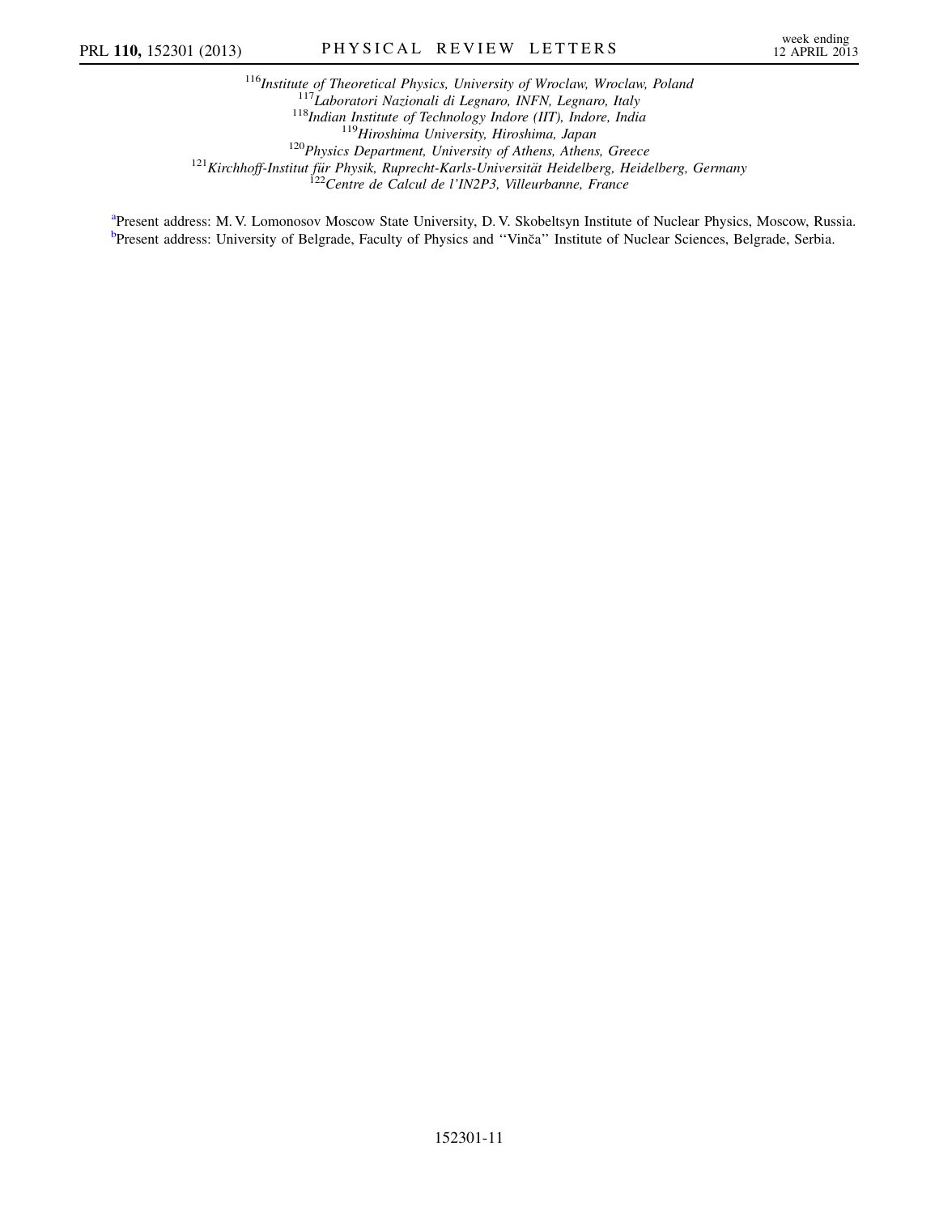[116]*Institute of Theoretical Physics, University of Wroclaw, Wroclaw, Poland*
[117]*Laboratori Nazionali di Legnaro, INFN, Legnaro, Italy*
[118]*Indian Institute of Technology Indore (IIT), Indore, India*
[119]*Hiroshima University, Hiroshima, Japan*
[120]*Physics Department, University of Athens, Athens, Greece*
[121]*Kirchhoff-Institut für Physik, Ruprecht-Karls-Universität Heidelberg, Heidelberg, Germany*
[122]*Centre de Calcul de l'IN2P3, Villeurbanne, France*

[a]Present address: M. V. Lomonosov Moscow State University, D. V. Skobeltsyn Institute of Nuclear Physics, Moscow, Russia.
[b]Present address: University of Belgrade, Faculty of Physics and "Vinča" Institute of Nuclear Sciences, Belgrade, Serbia.